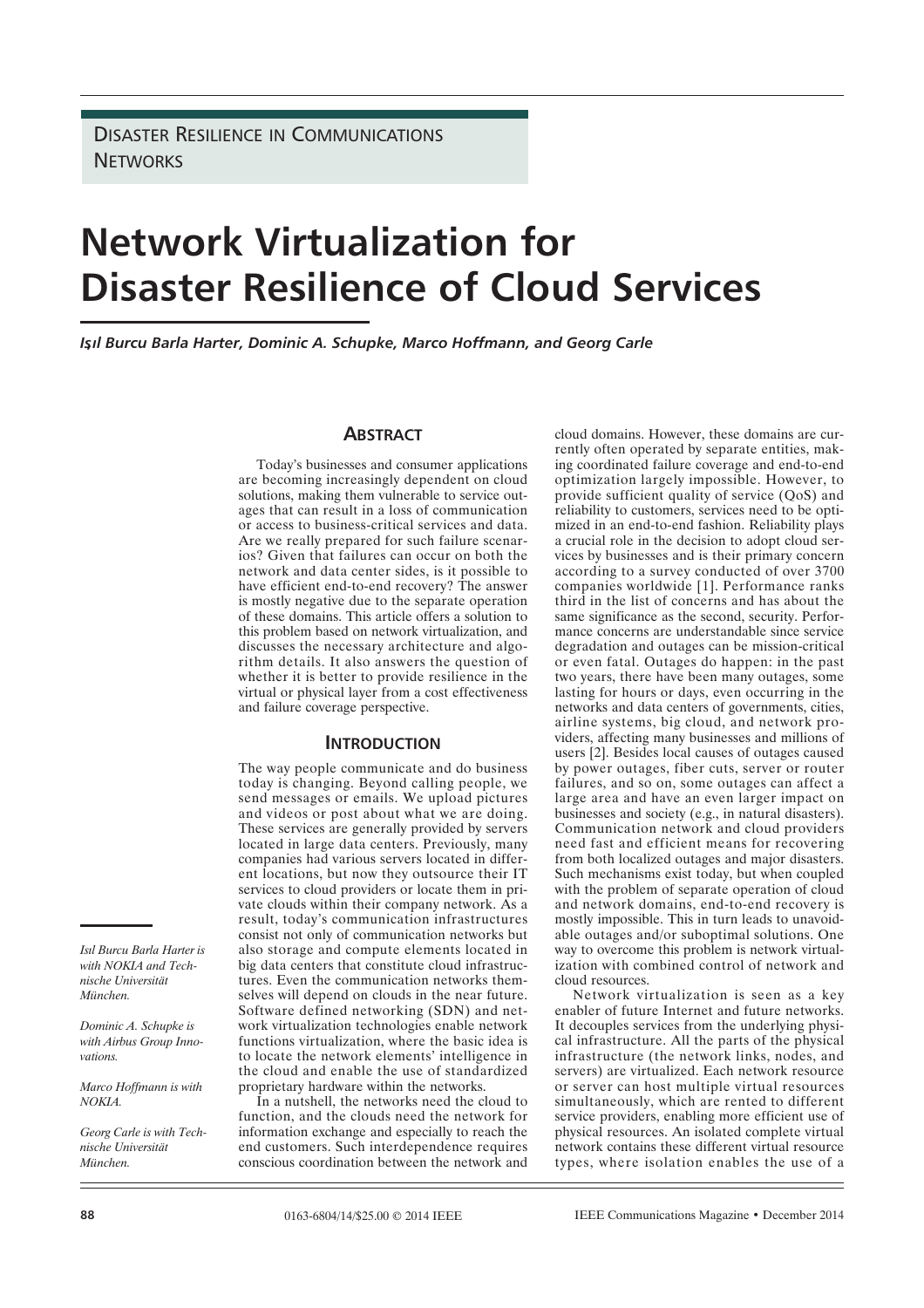Disaster Resilience in Communications Networks

# Network Virtualization for Disaster Resilience of Cloud Services

*Işıl Burcu Barla Harter, Dominic A. Schupke, Marco Hoffmann, and Georg Carle*

*Isıl Burcu Barla Harter is with NOKIA and Technische Universität München.*

*Dominic A. Schupke is with Airbus Group Innovations.*

*Marco Hoffmann is with NOKIA.*

*Georg Carle is with Technische Universität München.*

## Abstract

Today's businesses and consumer applications are becoming increasingly dependent on cloud solutions, making them vulnerable to service outages that can result in a loss of communication or access to business-critical services and data. Are we really prepared for such failure scenarios? Given that failures can occur on both the network and data center sides, is it possible to have efficient end-to-end recovery? The answer is mostly negative due to the separate operation of these domains. This article offers a solution to this problem based on network virtualization, and discusses the necessary architecture and algorithm details. It also answers the question of whether it is better to provide resilience in the virtual or physical layer from a cost effectiveness and failure coverage perspective.

## Introduction

The way people communicate and do business today is changing. Beyond calling people, we send messages or emails. We upload pictures and videos or post about what we are doing. These services are generally provided by servers located in large data centers. Previously, many companies had various servers located in different locations, but now they outsource their IT services to cloud providers or locate them in private clouds within their company network. As a result, today's communication infrastructures consist not only of communication networks but also storage and compute elements located in big data centers that constitute cloud infrastructures. Even the communication networks themselves will depend on clouds in the near future. Software defined networking (SDN) and network virtualization technologies enable network functions virtualization, where the basic idea is to locate the network elements' intelligence in the cloud and enable the use of standardized proprietary hardware within the networks.

In a nutshell, the networks need the cloud to function, and the clouds need the network for information exchange and especially to reach the end customers. Such interdependence requires conscious coordination between the network and cloud domains. However, these domains are currently often operated by separate entities, making coordinated failure coverage and end-to-end optimization largely impossible. However, to provide sufficient quality of service (QoS) and reliability to customers, services need to be optimized in an end-to-end fashion. Reliability plays a crucial role in the decision to adopt cloud services by businesses and is their primary concern according to a survey conducted of over 3700 companies worldwide [1]. Performance ranks third in the list of concerns and has about the same significance as the second, security. Performance concerns are understandable since service degradation and outages can be mission-critical or even fatal. Outages do happen: in the past two years, there have been many outages, some lasting for hours or days, even occurring in the networks and data centers of governments, cities, airline systems, big cloud, and network providers, affecting many businesses and millions of users [2]. Besides local causes of outages caused by power outages, fiber cuts, server or router failures, and so on, some outages can affect a large area and have an even larger impact on businesses and society (e.g., in natural disasters). Communication network and cloud providers need fast and efficient means for recovering from both localized outages and major disasters. Such mechanisms exist today, but when coupled with the problem of separate operation of cloud and network domains, end-to-end recovery is mostly impossible. This in turn leads to unavoidable outages and/or suboptimal solutions. One way to overcome this problem is network virtualization with combined control of network and cloud resources.

Network virtualization is seen as a key enabler of future Internet and future networks. It decouples services from the underlying physical infrastructure. All the parts of the physical infrastructure (the network links, nodes, and servers) are virtualized. Each network resource or server can host multiple virtual resources simultaneously, which are rented to different service providers, enabling more efficient use of physical resources. An isolated complete virtual network contains these different virtual resource types, where isolation enables the use of a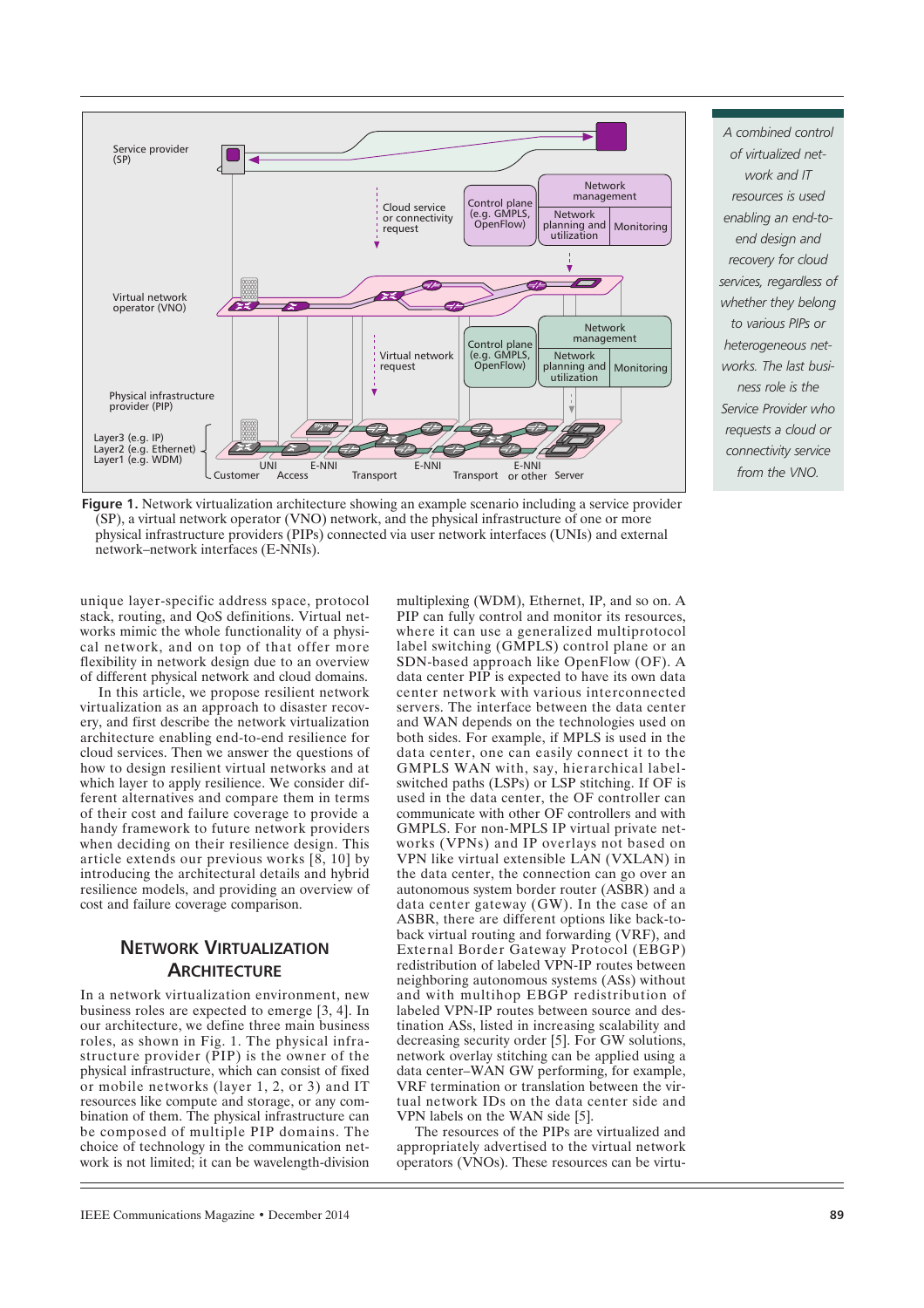**Figure 1.** Network virtualization architecture showing an example scenario including a service provider (SP), a virtual network operator (VNO) network, and the physical infrastructure of one or more physical infrastructure providers (PIPs) connected via user network interfaces (UNIs) and external network–network interfaces (E-NNIs).

*A combined control of virtualized network and IT resources is used enabling an end-to-end design and recovery for cloud services, regardless of whether they belong to various PIPs or heterogeneous networks. The last business role is the Service Provider who requests a cloud or connectivity service from the VNO.*

unique layer-specific address space, protocol stack, routing, and QoS definitions. Virtual networks mimic the whole functionality of a physical network, and on top of that offer more flexibility in network design due to an overview of different physical network and cloud domains.

In this article, we propose resilient network virtualization as an approach to disaster recovery, and first describe the network virtualization architecture enabling end-to-end resilience for cloud services. Then we answer the questions of how to design resilient virtual networks and at which layer to apply resilience. We consider different alternatives and compare them in terms of their cost and failure coverage to provide a handy framework to future network providers when deciding on their resilience design. This article extends our previous works [8, 10] by introducing the architectural details and hybrid resilience models, and providing an overview of cost and failure coverage comparison.

## Network Virtualization Architecture

In a network virtualization environment, new business roles are expected to emerge [3, 4]. In our architecture, we define three main business roles, as shown in Fig. 1. The physical infrastructure provider (PIP) is the owner of the physical infrastructure, which can consist of fixed or mobile networks (layer 1, 2, or 3) and IT resources like compute and storage, or any combination of them. The physical infrastructure can be composed of multiple PIP domains. The choice of technology in the communication network is not limited; it can be wavelength-division multiplexing (WDM), Ethernet, IP, and so on. A PIP can fully control and monitor its resources, where it can use a generalized multiprotocol label switching (GMPLS) control plane or an SDN-based approach like OpenFlow (OF). A data center PIP is expected to have its own data center network with various interconnected servers. The interface between the data center and WAN depends on the technologies used on both sides. For example, if MPLS is used in the data center, one can easily connect it to the GMPLS WAN with, say, hierarchical label-switched paths (LSPs) or LSP stitching. If OF is used in the data center, the OF controller can communicate with other OF controllers and with GMPLS. For non-MPLS IP virtual private networks (VPNs) and IP overlays not based on VPN like virtual extensible LAN (VXLAN) in the data center, the connection can go over an autonomous system border router (ASBR) and a data center gateway (GW). In the case of an ASBR, there are different options like back-to-back virtual routing and forwarding (VRF), and External Border Gateway Protocol (EBGP) redistribution of labeled VPN-IP routes between neighboring autonomous systems (ASs) without and with multihop EBGP redistribution of labeled VPN-IP routes between source and destination ASs, listed in increasing scalability and decreasing security order [5]. For GW solutions, network overlay stitching can be applied using a data center–WAN GW performing, for example, VRF termination or translation between the virtual network IDs on the data center side and VPN labels on the WAN side [5].

The resources of the PIPs are virtualized and appropriately advertised to the virtual network operators (VNOs). These resources can be virtu-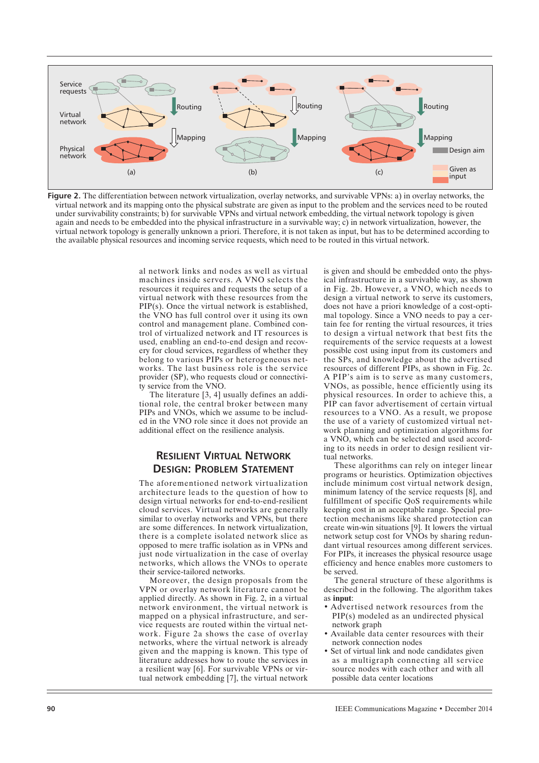Service requests

Virtual network

Physical network

Routing

Mapping

(a)

Routing

Mapping

(b)

Routing

Mapping

(c)

Design aim

Given as input

**Figure 2.** The differentiation between network virtualization, overlay networks, and survivable VPNs: a) in overlay networks, the virtual network and its mapping onto the physical substrate are given as input to the problem and the services need to be routed under survivability constraints; b) for survivable VPNs and virtual network embedding, the virtual network topology is given again and needs to be embedded into the physical infrastructure in a survivable way; c) in network virtualization, however, the virtual network topology is generally unknown a priori. Therefore, it is not taken as input, but has to be determined according to the available physical resources and incoming service requests, which need to be routed in this virtual network.

al network links and nodes as well as virtual machines inside servers. A VNO selects the resources it requires and requests the setup of a virtual network with these resources from the PIP(s). Once the virtual network is established, the VNO has full control over it using its own control and management plane. Combined control of virtualized network and IT resources is used, enabling an end-to-end design and recovery for cloud services, regardless of whether they belong to various PIPs or heterogeneous networks. The last business role is the service provider (SP), who requests cloud or connectivity service from the VNO.

The literature [3, 4] usually defines an additional role, the central broker between many PIPs and VNOs, which we assume to be included in the VNO role since it does not provide an additional effect on the resilience analysis.

## Resilient Virtual Network Design: Problem Statement

The aforementioned network virtualization architecture leads to the question of how to design virtual networks for end-to-end-resilient cloud services. Virtual networks are generally similar to overlay networks and VPNs, but there are some differences. In network virtualization, there is a complete isolated network slice as opposed to mere traffic isolation as in VPNs and just node virtualization in the case of overlay networks, which allows the VNOs to operate their service-tailored networks.

Moreover, the design proposals from the VPN or overlay network literature cannot be applied directly. As shown in Fig. 2, in a virtual network environment, the virtual network is mapped on a physical infrastructure, and service requests are routed within the virtual network. Figure 2a shows the case of overlay networks, where the virtual network is already given and the mapping is known. This type of literature addresses how to route the services in a resilient way [6]. For survivable VPNs or virtual network embedding [7], the virtual network is given and should be embedded onto the physical infrastructure in a survivable way, as shown in Fig. 2b. However, a VNO, which needs to design a virtual network to serve its customers, does not have a priori knowledge of a cost-optimal topology. Since a VNO needs to pay a certain fee for renting the virtual resources, it tries to design a virtual network that best fits the requirements of the service requests at a lowest possible cost using input from its customers and the SPs, and knowledge about the advertised resources of different PIPs, as shown in Fig. 2c. A PIP's aim is to serve as many customers, VNOs, as possible, hence efficiently using its physical resources. In order to achieve this, a PIP can favor advertisement of certain virtual resources to a VNO. As a result, we propose the use of a variety of customized virtual network planning and optimization algorithms for a VNO, which can be selected and used according to its needs in order to design resilient virtual networks.

These algorithms can rely on integer linear programs or heuristics. Optimization objectives include minimum cost virtual network design, minimum latency of the service requests [8], and fulfillment of specific QoS requirements while keeping cost in an acceptable range. Special protection mechanisms like shared protection can create win-win situations [9]. It lowers the virtual network setup cost for VNOs by sharing redundant virtual resources among different services. For PIPs, it increases the physical resource usage efficiency and hence enables more customers to be served.

The general structure of these algorithms is described in the following. The algorithm takes as **input**:

- Advertised network resources from the PIP(s) modeled as an undirected physical network graph
- Available data center resources with their network connection nodes
- Set of virtual link and node candidates given as a multigraph connecting all service source nodes with each other and with all possible data center locations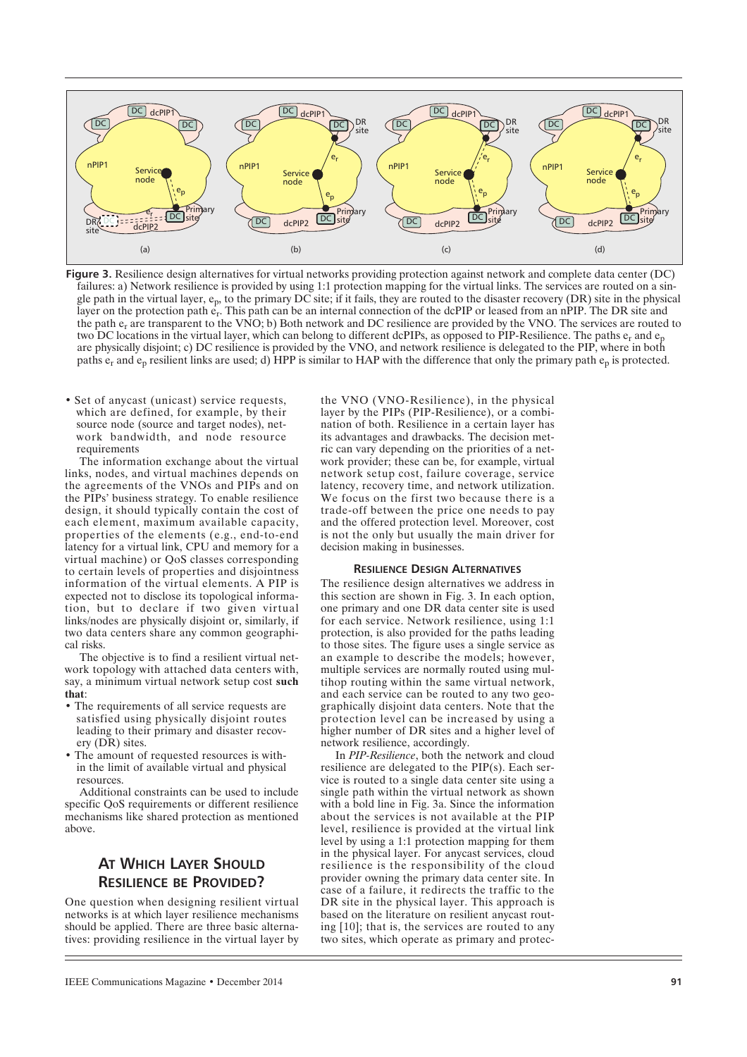DC dcPIP1 DC DC nPIP1 Service node $e_p$ $e_r$ Primary site DR site DC dcPIP2 (a)

DC dcPIP1 DC DR site nPIP1 Service node $e_r$ $e_p$ Primary site DC dcPIP2 DC (b)

DC dcPIP1 DC DR site nPIP1 Service node $e_r$ $e_p$ Primary site DC dcPIP2 DC (c)

DC dcPIP1 DC DR site nPIP1 Service node $e_r$ $e_p$ Primary site DC dcPIP2 DC (d)

**Figure 3.** Resilience design alternatives for virtual networks providing protection against network and complete data center (DC) failures: a) Network resilience is provided by using 1:1 protection mapping for the virtual links. The services are routed on a single path in the virtual layer, $e_p$, to the primary DC site; if it fails, they are routed to the disaster recovery (DR) site in the physical layer on the protection path $e_r$. This path can be an internal connection of the dcPIP or leased from an nPIP. The DR site and the path $e_r$ are transparent to the VNO; b) Both network and DC resilience are provided by the VNO. The services are routed to two DC locations in the virtual layer, which can belong to different dcPIPs, as opposed to PIP-Resilience. The paths $e_r$ and $e_p$ are physically disjoint; c) DC resilience is provided by the VNO, and network resilience is delegated to the PIP, where in both paths $e_r$ and $e_p$ resilient links are used; d) HPP is similar to HAP with the difference that only the primary path $e_p$ is protected.

- Set of anycast (unicast) service requests, which are defined, for example, by their source node (source and target nodes), network bandwidth, and node resource requirements

The information exchange about the virtual links, nodes, and virtual machines depends on the agreements of the VNOs and PIPs and on the PIPs' business strategy. To enable resilience design, it should typically contain the cost of each element, maximum available capacity, properties of the elements (e.g., end-to-end latency for a virtual link, CPU and memory for a virtual machine) or QoS classes corresponding to certain levels of properties and disjointness information of the virtual elements. A PIP is expected not to disclose its topological information, but to declare if two given virtual links/nodes are physically disjoint or, similarly, if two data centers share any common geographical risks.

The objective is to find a resilient virtual network topology with attached data centers with, say, a minimum virtual network setup cost **such that**:

- The requirements of all service requests are satisfied using physically disjoint routes leading to their primary and disaster recovery (DR) sites.
- The amount of requested resources is within the limit of available virtual and physical resources.

Additional constraints can be used to include specific QoS requirements or different resilience mechanisms like shared protection as mentioned above.

## At Which Layer Should Resilience Be Provided?

One question when designing resilient virtual networks is at which layer resilience mechanisms should be applied. There are three basic alternatives: providing resilience in the virtual layer by the VNO (VNO-Resilience), in the physical layer by the PIPs (PIP-Resilience), or a combination of both. Resilience in a certain layer has its advantages and drawbacks. The decision metric can vary depending on the priorities of a network provider; these can be, for example, virtual network setup cost, failure coverage, service latency, recovery time, and network utilization. We focus on the first two because there is a trade-off between the price one needs to pay and the offered protection level. Moreover, cost is not the only but usually the main driver for decision making in businesses.

### Resilience Design Alternatives

The resilience design alternatives we address in this section are shown in Fig. 3. In each option, one primary and one DR data center site is used for each service. Network resilience, using 1:1 protection, is also provided for the paths leading to those sites. The figure uses a single service as an example to describe the models; however, multiple services are normally routed using multihop routing within the same virtual network, and each service can be routed to any two geographically disjoint data centers. Note that the protection level can be increased by using a higher number of DR sites and a higher level of network resilience, accordingly.

In *PIP-Resilience*, both the network and cloud resilience are delegated to the PIP(s). Each service is routed to a single data center site using a single path within the virtual network as shown with a bold line in Fig. 3a. Since the information about the services is not available at the PIP level, resilience is provided at the virtual link level by using a 1:1 protection mapping for them in the physical layer. For anycast services, cloud resilience is the responsibility of the cloud provider owning the primary data center site. In case of a failure, it redirects the traffic to the DR site in the physical layer. This approach is based on the literature on resilient anycast routing [10]; that is, the services are routed to any two sites, which operate as primary and protec-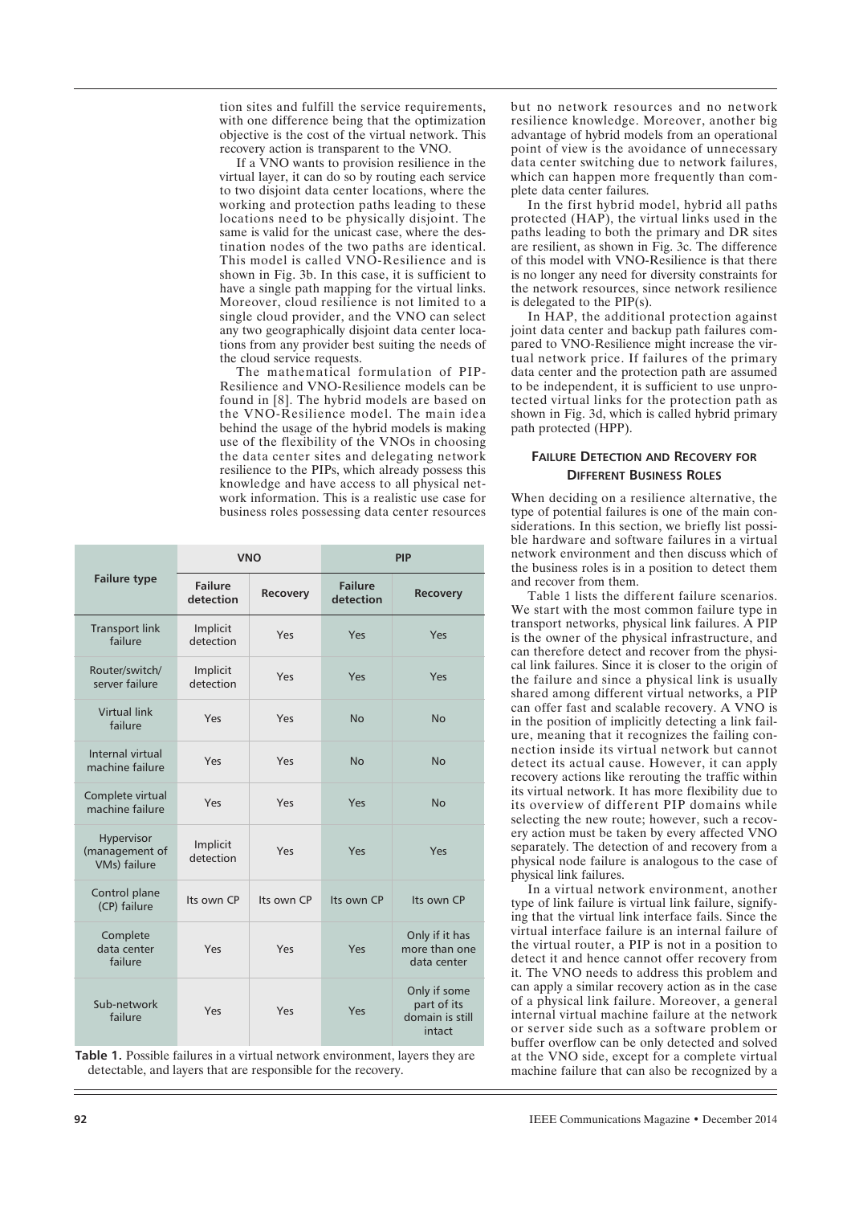tion sites and fulfill the service requirements, with one difference being that the optimization objective is the cost of the virtual network. This recovery action is transparent to the VNO.

If a VNO wants to provision resilience in the virtual layer, it can do so by routing each service to two disjoint data center locations, where the working and protection paths leading to these locations need to be physically disjoint. The same is valid for the unicast case, where the destination nodes of the two paths are identical. This model is called VNO-Resilience and is shown in Fig. 3b. In this case, it is sufficient to have a single path mapping for the virtual links. Moreover, cloud resilience is not limited to a single cloud provider, and the VNO can select any two geographically disjoint data center locations from any provider best suiting the needs of the cloud service requests.

The mathematical formulation of PIP-Resilience and VNO-Resilience models can be found in [8]. The hybrid models are based on the VNO-Resilience model. The main idea behind the usage of the hybrid models is making use of the flexibility of the VNOs in choosing the data center sites and delegating network resilience to the PIPs, which already possess this knowledge and have access to all physical network information. This is a realistic use case for business roles possessing data center resources but no network resources and no network resilience knowledge. Moreover, another big advantage of hybrid models from an operational point of view is the avoidance of unnecessary data center switching due to network failures, which can happen more frequently than complete data center failures.

In the first hybrid model, hybrid all paths protected (HAP), the virtual links used in the paths leading to both the primary and DR sites are resilient, as shown in Fig. 3c. The difference of this model with VNO-Resilience is that there is no longer any need for diversity constraints for the network resources, since network resilience is delegated to the PIP(s).

In HAP, the additional protection against joint data center and backup path failures compared to VNO-Resilience might increase the virtual network price. If failures of the primary data center and the protection path are assumed to be independent, it is sufficient to use unprotected virtual links for the protection path as shown in Fig. 3d, which is called hybrid primary path protected (HPP).

| Failure type | VNO | | PIP | |
|---|---|---|---|---|
| | Failure detection | Recovery | Failure detection | Recovery |
| Transport link failure | Implicit detection | Yes | Yes | Yes |
| Router/switch/server failure | Implicit detection | Yes | Yes | Yes |
| Virtual link failure | Yes | Yes | No | No |
| Internal virtual machine failure | Yes | Yes | No | No |
| Complete virtual machine failure | Yes | Yes | Yes | No |
| Hypervisor (management of VMs) failure | Implicit detection | Yes | Yes | Yes |
| Control plane (CP) failure | Its own CP | Its own CP | Its own CP | Its own CP |
| Complete data center failure | Yes | Yes | Yes | Only if it has more than one data center |
| Sub-network failure | Yes | Yes | Yes | Only if some part of its domain is still intact |

**Table 1.** Possible failures in a virtual network environment, layers they are detectable, and layers that are responsible for the recovery.

### FAILURE DETECTION AND RECOVERY FOR DIFFERENT BUSINESS ROLES

When deciding on a resilience alternative, the type of potential failures is one of the main considerations. In this section, we briefly list possible hardware and software failures in a virtual network environment and then discuss which of the business roles is in a position to detect them and recover from them.

Table 1 lists the different failure scenarios. We start with the most common failure type in transport networks, physical link failures. A PIP is the owner of the physical infrastructure, and can therefore detect and recover from the physical link failures. Since it is closer to the origin of the failure and since a physical link is usually shared among different virtual networks, a PIP can offer fast and scalable recovery. A VNO is in the position of implicitly detecting a link failure, meaning that it recognizes the failing connection inside its virtual network but cannot detect its actual cause. However, it can apply recovery actions like rerouting the traffic within its virtual network. It has more flexibility due to its overview of different PIP domains while selecting the new route; however, such a recovery action must be taken by every affected VNO separately. The detection of and recovery from a physical node failure is analogous to the case of physical link failures.

In a virtual network environment, another type of link failure is virtual link failure, signifying that the virtual link interface fails. Since the virtual interface failure is an internal failure of the virtual router, a PIP is not in a position to detect it and hence cannot offer recovery from it. The VNO needs to address this problem and can apply a similar recovery action as in the case of a physical link failure. Moreover, a general internal virtual machine failure at the network or server side such as a software problem or buffer overflow can be only detected and solved at the VNO side, except for a complete virtual machine failure that can also be recognized by a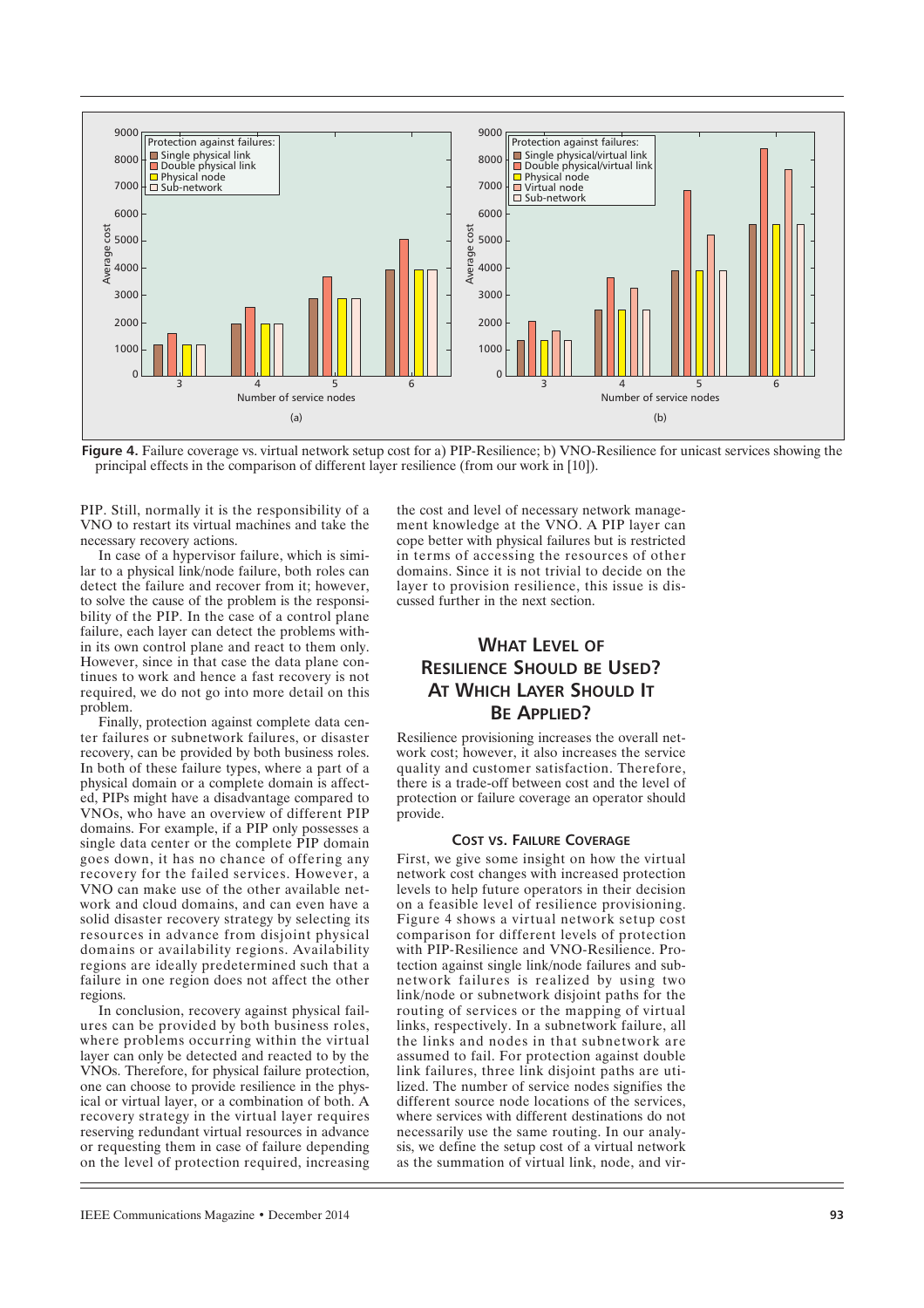9000
8000
7000
6000
5000
4000
3000
2000
1000
0

Average cost

Protection against failures:
Single physical link
Double physical link
Physical node
Sub-network

3 4 5 6

Number of service nodes

(a)

9000
8000
7000
6000
5000
4000
3000
2000
1000
0

Average cost

Protection against failures:
Single physical/virtual link
Double physical/virtual link
Physical node
Virtual node
Sub-network

3 4 5 6

Number of service nodes

(b)

**Figure 4.** Failure coverage vs. virtual network setup cost for a) PIP-Resilience; b) VNO-Resilience for unicast services showing the principal effects in the comparison of different layer resilience (from our work in [10]).

PIP. Still, normally it is the responsibility of a VNO to restart its virtual machines and take the necessary recovery actions.

In case of a hypervisor failure, which is similar to a physical link/node failure, both roles can detect the failure and recover from it; however, to solve the cause of the problem is the responsibility of the PIP. In the case of a control plane failure, each layer can detect the problems within its own control plane and react to them only. However, since in that case the data plane continues to work and hence a fast recovery is not required, we do not go into more detail on this problem.

Finally, protection against complete data center failures or subnetwork failures, or disaster recovery, can be provided by both business roles. In both of these failure types, where a part of a physical domain or a complete domain is affected, PIPs might have a disadvantage compared to VNOs, who have an overview of different PIP domains. For example, if a PIP only possesses a single data center or the complete PIP domain goes down, it has no chance of offering any recovery for the failed services. However, a VNO can make use of the other available network and cloud domains, and can even have a solid disaster recovery strategy by selecting its resources in advance from disjoint physical domains or availability regions. Availability regions are ideally predetermined such that a failure in one region does not affect the other regions.

In conclusion, recovery against physical failures can be provided by both business roles, where problems occurring within the virtual layer can only be detected and reacted to by the VNOs. Therefore, for physical failure protection, one can choose to provide resilience in the physical or virtual layer, or a combination of both. A recovery strategy in the virtual layer requires reserving redundant virtual resources in advance or requesting them in case of failure depending on the level of protection required, increasing the cost and level of necessary network management knowledge at the VNO. A PIP layer can cope better with physical failures but is restricted in terms of accessing the resources of other domains. Since it is not trivial to decide on the layer to provision resilience, this issue is discussed further in the next section.

## What Level of Resilience Should be Used? At Which Layer Should It Be Applied?

Resilience provisioning increases the overall network cost; however, it also increases the service quality and customer satisfaction. Therefore, there is a trade-off between cost and the level of protection or failure coverage an operator should provide.

### Cost vs. Failure Coverage

First, we give some insight on how the virtual network cost changes with increased protection levels to help future operators in their decision on a feasible level of resilience provisioning. Figure 4 shows a virtual network setup cost comparison for different levels of protection with PIP-Resilience and VNO-Resilience. Protection against single link/node failures and subnetwork failures is realized by using two link/node or subnetwork disjoint paths for the routing of services or the mapping of virtual links, respectively. In a subnetwork failure, all the links and nodes in that subnetwork are assumed to fail. For protection against double link failures, three link disjoint paths are utilized. The number of service nodes signifies the different source node locations of the services, where services with different destinations do not necessarily use the same routing. In our analysis, we define the setup cost of a virtual network as the summation of virtual link, node, and vir-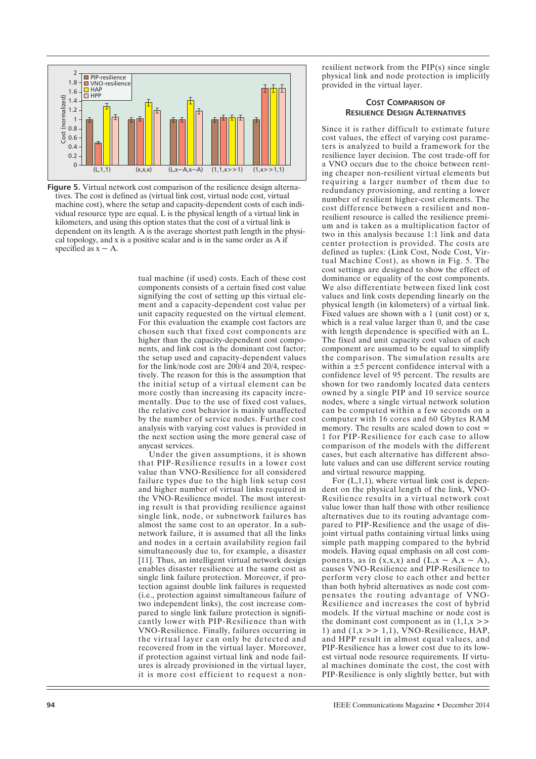2
1.8
1.6
1.4
1.2
1
0.8
0.6
0.4
0.2
0
Cost (normalized)
PIP-resilience
VNO-resilience
HAP
HPP
(L,1,1)
(x,x,x)
(L,x~A,x~A)
(1,1,x>>1)
(1,x>>1,1)

**Figure 5.** Virtual network cost comparison of the resilience design alternatives. The cost is defined as (virtual link cost, virtual node cost, virtual machine cost), where the setup and capacity-dependent costs of each individual resource type are equal. L is the physical length of a virtual link in kilometers, and using this option states that the cost of a virtual link is dependent on its length. A is the average shortest path length in the physical topology, and x is a positive scalar and is in the same order as A if specified as $x \sim A$.

tual machine (if used) costs. Each of these cost components consists of a certain fixed cost value signifying the cost of setting up this virtual element and a capacity-dependent cost value per unit capacity requested on the virtual element. For this evaluation the example cost factors are chosen such that fixed cost components are higher than the capacity-dependent cost components, and link cost is the dominant cost factor; the setup used and capacity-dependent values for the link/node cost are 200/4 and 20/4, respectively. The reason for this is the assumption that the initial setup of a virtual element can be more costly than increasing its capacity incrementally. Due to the use of fixed cost values, the relative cost behavior is mainly unaffected by the number of service nodes. Further cost analysis with varying cost values is provided in the next section using the more general case of anycast services.

Under the given assumptions, it is shown that PIP-Resilience results in a lower cost value than VNO-Resilience for all considered failure types due to the high link setup cost and higher number of virtual links required in the VNO-Resilience model. The most interesting result is that providing resilience against single link, node, or subnetwork failures has almost the same cost to an operator. In a subnetwork failure, it is assumed that all the links and nodes in a certain availability region fail simultaneously due to, for example, a disaster [11]. Thus, an intelligent virtual network design enables disaster resilience at the same cost as single link failure protection. Moreover, if protection against double link failures is requested (i.e., protection against simultaneous failure of two independent links), the cost increase compared to single link failure protection is significantly lower with PIP-Resilience than with VNO-Resilience. Finally, failures occurring in the virtual layer can only be detected and recovered from in the virtual layer. Moreover, if protection against virtual link and node failures is already provisioned in the virtual layer, it is more cost efficient to request a non-resilient network from the PIP(s) since single physical link and node protection is implicitly provided in the virtual layer.

## Cost Comparison of Resilience Design Alternatives

Since it is rather difficult to estimate future cost values, the effect of varying cost parameters is analyzed to build a framework for the resilience layer decision. The cost trade-off for a VNO occurs due to the choice between renting cheaper non-resilient virtual elements but requiring a larger number of them due to redundancy provisioning, and renting a lower number of resilient higher-cost elements. The cost difference between a resilient and non-resilient resource is called the resilience premium and is taken as a multiplication factor of two in this analysis because 1:1 link and data center protection is provided. The costs are defined as tuples: (Link Cost, Node Cost, Virtual Machine Cost), as shown in Fig. 5. The cost settings are designed to show the effect of dominance or equality of the cost components. We also differentiate between fixed link cost values and link costs depending linearly on the physical length (in kilometers) of a virtual link. Fixed values are shown with a 1 (unit cost) or x, which is a real value larger than 0, and the case with length dependence is specified with an L. The fixed and unit capacity cost values of each component are assumed to be equal to simplify the comparison. The simulation results are within a ±5 percent confidence interval with a confidence level of 95 percent. The results are shown for two randomly located data centers owned by a single PIP and 10 service source nodes, where a single virtual network solution can be computed within a few seconds on a computer with 16 cores and 60 Gbytes RAM memory. The results are scaled down to cost = 1 for PIP-Resilience for each case to allow comparison of the models with the different cases, but each alternative has different absolute values and can use different service routing and virtual resource mapping.

For (L,1,1), where virtual link cost is dependent on the physical length of the link, VNO-Resilience results in a virtual network cost value lower than half those with other resilience alternatives due to its routing advantage compared to PIP-Resilience and the usage of disjoint virtual paths containing virtual links using simple path mapping compared to the hybrid models. Having equal emphasis on all cost components, as in (x,x,x) and ($L, x \sim A, x \sim A$), causes VNO-Resilience and PIP-Resilience to perform very close to each other and better than both hybrid alternatives as node cost compensates the routing advantage of VNO-Resilience and increases the cost of hybrid models. If the virtual machine or node cost is the dominant cost component as in ($1,1,x >> 1$) and ($1,x >> 1,1$), VNO-Resilience, HAP, and HPP result in almost equal values, and PIP-Resilience has a lower cost due to its lowest virtual node resource requirements. If virtual machines dominate the cost, the cost with PIP-Resilience is only slightly better, but with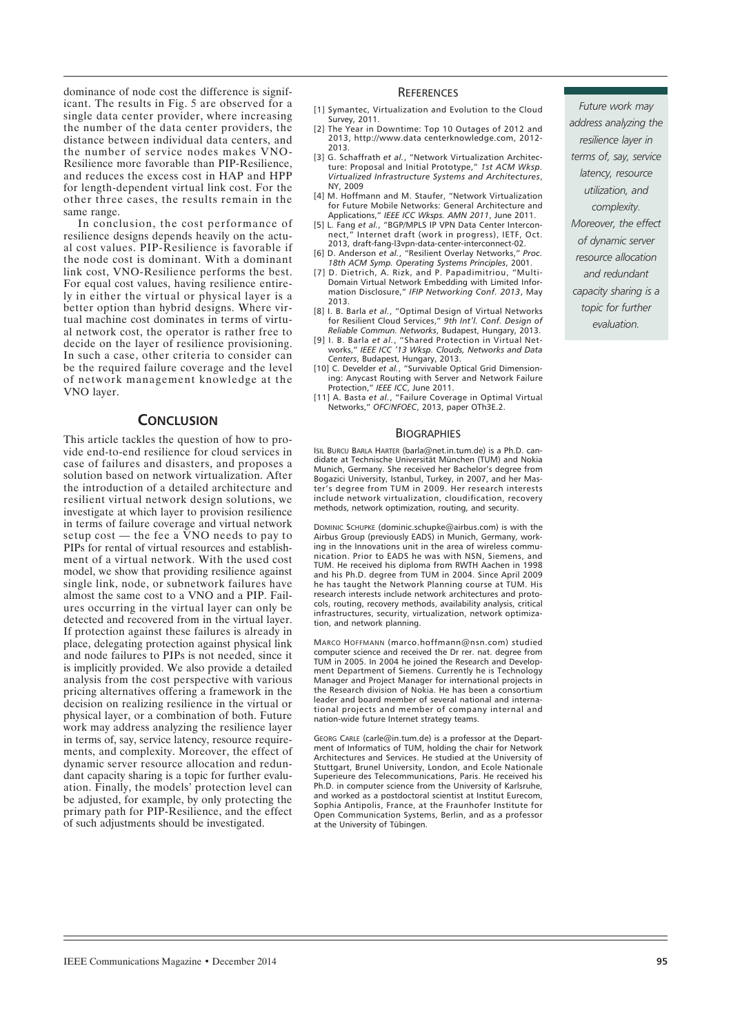dominance of node cost the difference is significant. The results in Fig. 5 are observed for a single data center provider, where increasing the number of the data center providers, the distance between individual data centers, and the number of service nodes makes VNO-Resilience more favorable than PIP-Resilience, and reduces the excess cost in HAP and HPP for length-dependent virtual link cost. For the other three cases, the results remain in the same range.

In conclusion, the cost performance of resilience designs depends heavily on the actual cost values. PIP-Resilience is favorable if the node cost is dominant. With a dominant link cost, VNO-Resilience performs the best. For equal cost values, having resilience entirely in either the virtual or physical layer is a better option than hybrid designs. Where virtual machine cost dominates in terms of virtual network cost, the operator is rather free to decide on the layer of resilience provisioning. In such a case, other criteria to consider can be the required failure coverage and the level of network management knowledge at the VNO layer.

## CONCLUSION

This article tackles the question of how to provide end-to-end resilience for cloud services in case of failures and disasters, and proposes a solution based on network virtualization. After the introduction of a detailed architecture and resilient virtual network design solutions, we investigate at which layer to provision resilience in terms of failure coverage and virtual network setup cost — the fee a VNO needs to pay to PIPs for rental of virtual resources and establishment of a virtual network. With the used cost model, we show that providing resilience against single link, node, or subnetwork failures have almost the same cost to a VNO and a PIP. Failures occurring in the virtual layer can only be detected and recovered from in the virtual layer. If protection against these failures is already in place, delegating protection against physical link and node failures to PIPs is not needed, since it is implicitly provided. We also provide a detailed analysis from the cost perspective with various pricing alternatives offering a framework in the decision on realizing resilience in the virtual or physical layer, or a combination of both. Future work may address analyzing the resilience layer in terms of, say, service latency, resource requirements, and complexity. Moreover, the effect of dynamic server resource allocation and redundant capacity sharing is a topic for further evaluation. Finally, the models' protection level can be adjusted, for example, by only protecting the primary path for PIP-Resilience, and the effect of such adjustments should be investigated.

*Future work may address analyzing the resilience layer in terms of, say, service latency, resource utilization, and complexity. Moreover, the effect of dynamic server resource allocation and redundant capacity sharing is a topic for further evaluation.*

## REFERENCES

[1] Symantec, Virtualization and Evolution to the Cloud Survey, 2011.

[2] The Year in Downtime: Top 10 Outages of 2012 and 2013, http://www.data centerknowledge.com, 2012-2013.

[3] G. Schaffrath *et al.*, "Network Virtualization Architecture: Proposal and Initial Prototype," *1st ACM Wksp. Virtualized Infrastructure Systems and Architectures*, NY, 2009

[4] M. Hoffmann and M. Staufer, "Network Virtualization for Future Mobile Networks: General Architecture and Applications," *IEEE ICC Wksps. AMN 2011*, June 2011.

[5] L. Fang *et al.*, "BGP/MPLS IP VPN Data Center Interconnect," Internet draft (work in progress), IETF, Oct. 2013, draft-fang-l3vpn-data-center-interconnect-02.

[6] D. Anderson *et al.*, "Resilient Overlay Networks," *Proc. 18th ACM Symp. Operating Systems Principles*, 2001.

[7] D. Dietrich, A. Rizk, and P. Papadimitriou, "Multi-Domain Virtual Network Embedding with Limited Information Disclosure," *IFIP Networking Conf. 2013*, May 2013.

[8] I. B. Barla *et al.*, "Optimal Design of Virtual Networks for Resilient Cloud Services," *9th Int'l. Conf. Design of Reliable Commun. Networks*, Budapest, Hungary, 2013.

[9] I. B. Barla *et al.*, "Shared Protection in Virtual Networks," *IEEE ICC '13 Wksp. Clouds, Networks and Data Centers*, Budapest, Hungary, 2013.

[10] C. Develder *et al.*, "Survivable Optical Grid Dimensioning: Anycast Routing with Server and Network Failure Protection," *IEEE ICC*, June 2011.

[11] A. Basta *et al.*, "Failure Coverage in Optimal Virtual Networks," *OFC/NFOEC*, 2013, paper OTh3E.2.

## BIOGRAPHIES

ISIL BURCU BARLA HARTER (barla@net.in.tum.de) is a Ph.D. candidate at Technische Universität München (TUM) and Nokia Munich, Germany. She received her Bachelor's degree from Bogazici University, Istanbul, Turkey, in 2007, and her Master's degree from TUM in 2009. Her research interests include network virtualization, cloudification, recovery methods, network optimization, routing, and security.

DOMINIC SCHUPKE (dominic.schupke@airbus.com) is with the Airbus Group (previously EADS) in Munich, Germany, working in the Innovations unit in the area of wireless communication. Prior to EADS he was with NSN, Siemens, and TUM. He received his diploma from RWTH Aachen in 1998 and his Ph.D. degree from TUM in 2004. Since April 2009 he has taught the Network Planning course at TUM. His research interests include network architectures and protocols, routing, recovery methods, availability analysis, critical infrastructures, security, virtualization, network optimization, and network planning.

MARCO HOFFMANN (marco.hoffmann@nsn.com) studied computer science and received the Dr rer. nat. degree from TUM in 2005. In 2004 he joined the Research and Development Department of Siemens. Currently he is Technology Manager and Project Manager for international projects in the Research division of Nokia. He has been a consortium leader and board member of several national and international projects and member of company internal and nation-wide future Internet strategy teams.

GEORG CARLE (carle@in.tum.de) is a professor at the Department of Informatics of TUM, holding the chair for Network Architectures and Services. He studied at the University of Stuttgart, Brunel University, London, and Ecole Nationale Superieure des Telecommunications, Paris. He received his Ph.D. in computer science from the University of Karlsruhe, and worked as a postdoctoral scientist at Institut Eurecom, Sophia Antipolis, France, at the Fraunhofer Institute for Open Communication Systems, Berlin, and as a professor at the University of Tübingen.